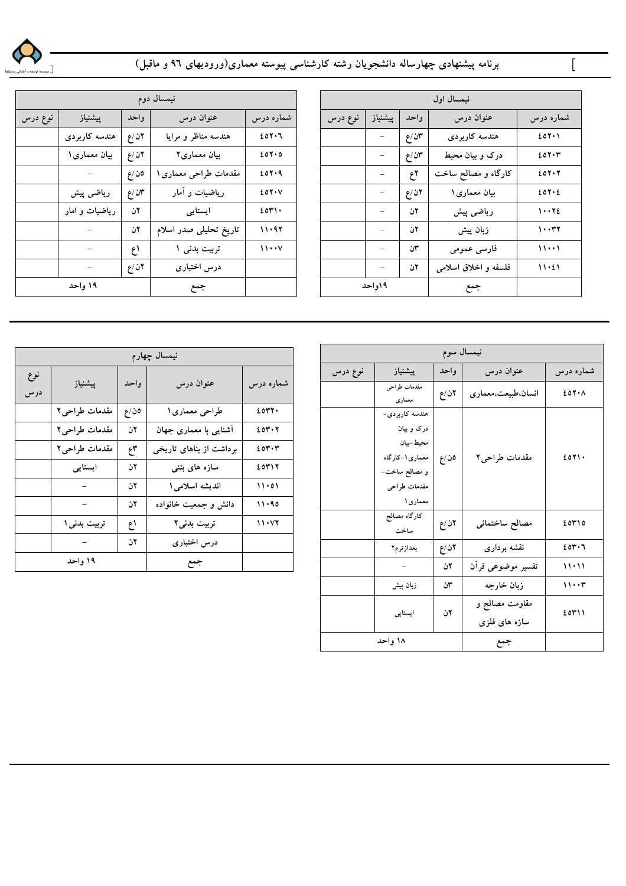# برنامه پیشنهادی چهارساله دانشجویان رشته کارشناسی پیوسته معماری(ورودیهای ۹۶ و ماقبل)

## نیمسال اول

| شماره درس | عنوان درس | واحد | پیشنیاز | نوع درس |
|---|---|---|---|---|
| ۴۵۲۰۱ | هندسه کاربردی | ۳ن/ع | - | |
| ۴۵۲۰۳ | درک و بیان محیط | ۳ن/ع | - | |
| ۴۵۲۰۲ | کارگاه و مصالح ساخت | ۲ع | - | |
| ۴۵۲۰۴ | بیان معماری۱ | ۲ن/ع | - | |
| ۱۰۰۲۴ | ریاضی پیش | ۲ن | - | |
| ۱۰۰۳۲ | زبان پیش | ۲ن | - | |
| ۱۱۰۰۱ | فارسی عمومی | ۳ن | - | |
| ۱۱۰۴۱ | فلسفه و اخلاق اسلامی | ۲ن | - | |
| | جمع | ۱۹واحد | | |

## نیمسال دوم

| شماره درس | عنوان درس | واحد | پیشنیاز | نوع درس |
|---|---|---|---|---|
| ۴۵۲۰۶ | هندسه مناظر و مرایا | ۲ن/ع | هندسه کاربردی | |
| ۴۵۲۰۵ | بیان معماری۲ | ۲ن/ع | بیان معماری۱ | |
| ۴۵۲۰۹ | مقدمات طراحی معماری۱ | ۵ن/ع | - | |
| ۴۵۲۰۷ | ریاضیات و آمار | ۳ن/ع | ریاضی پیش | |
| ۴۵۳۱۰ | ایستایی | ۲ن | ریاضیات و امار | |
| ۱۱۰۹۲ | تاریخ تحلیلی صدر اسلام | ۲ن | - | |
| ۱۱۰۰۷ | تربیت بدنی ۱ | ۱ع | - | |
| | درس اختیاری | ۲ن/ع | - | |
| | جمع | ۱۹ واحد | | |

## نیمسال سوم

| شماره درس | عنوان درس | واحد | پیشنیاز | نوع درس |
|---|---|---|---|---|
| ۴۵۲۰۸ | انسان،طبیعت،معماری | ۲ن/ع | مقدمات طراحی معماری | |
| ۴۵۲۱۰ | مقدمات طراحی۲ | ۵ن/ع | هندسه کاربردی- درک و بیان محیط-بیان معماری۱-کارگاه و مصالح ساخت- مقدمات طراحی معماری۱ | |
| ۴۵۳۱۵ | مصالح ساختمانی | ۲ن/ع | کارگاه مصالح ساخت | |
| ۴۵۳۰۶ | نقشه برداری | ۲ن/ع | بعدازترم۲ | |
| ۱۱۰۱۱ | تفسیر موضوعی قرآن | ۲ن | - | |
| ۱۱۰۰۳ | زبان خارجه | ۳ن | زبان پیش | |
| ۴۵۳۱۱ | مقاومت مصالح و سازه های فلزی | ۲ن | ایستایی | |
| | جمع | ۱۸ واحد | | |

## نیمسال چهارم

| شماره درس | عنوان درس | واحد | پیشنیاز | نوع درس |
|---|---|---|---|---|
| ۴۵۳۲۰ | طراحی معماری۱ | ۵ن/ع | مقدمات طراحی۲ | |
| ۴۵۳۰۲ | آشنایی با معماری جهان | ۲ن | مقدمات طراحی۲ | |
| ۴۵۳۰۳ | برداشت از بناهای تاریخی | ۳ع | مقدمات طراحی۲ | |
| ۴۵۳۱۲ | سازه های بتنی | ۲ن | ایستایی | |
| ۱۱۰۵۱ | اندیشه اسلامی۱ | ۲ن | - | |
| ۱۱۰۹۵ | دانش و جمعیت خانواده | ۲ن | - | |
| ۱۱۰۷۲ | تربیت بدنی۲ | ۱ع | تربیت بدنی۱ | |
| | درس اختیاری | ۲ن | - | |
| | جمع | ۱۹ واحد | | |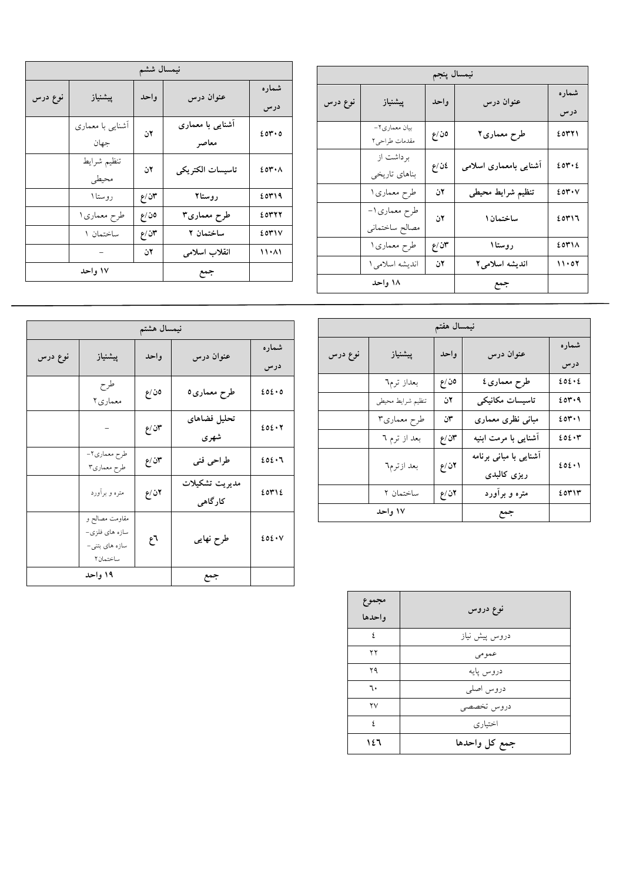## نیمسال پنجم

| شماره درس | عنوان درس | واحد | پیشنیاز | نوع درس |
|---|---|---|---|---|
| ٤٥٣٢١ | طرح معماری۲ | ٥ن/ع | بیان معماری۲- مقدمات طراحی۲ | |
| ٤٥٣٠٤ | آشنایی بامعماری اسلامی | ٤ن/ع | برداشت از بناهای تاریخی | |
| ٤٥٣٠٧ | تنظیم شرایط محیطی | ۲ن | طرح معماری۱ | |
| ٤٥٣١٦ | ساختمان۱ | ۲ن | طرح معماری۱- مصالح ساختمانی | |
| ٤٥٣١٨ | روستا۱ | ۳ن/ع | طرح معماری۱ | |
| ۱۱۰٥۲ | اندیشه اسلامی۲ | ۲ن | اندیشه اسلامی۱ | |
| | جمع | ۱۸ واحد | | |

## نیمسال ششم

| شماره درس | عنوان درس | واحد | پیشنیاز | نوع درس |
|---|---|---|---|---|
| ٤٥٣٠٥ | آشنایی با معماری معاصر | ۲ن | آشنایی با معماری جهان | |
| ٤٥٣٠٨ | تاسیسات الکتریکی | ۲ن | تنظیم شرایط محیطی | |
| ٤٥٣١٩ | روستا۲ | ۳ن/ع | روستا۱ | |
| ٤٥٣۲۲ | طرح معماری۳ | ٥ن/ع | طرح معماری۱ | |
| ٤٥٣۱۷ | ساختمان ۲ | ۳ن/ع | ساختمان ۱ | |
| ۱۱۰۸۱ | انقلاب اسلامی | ۲ن | - | |
| | جمع | ۱۷ واحد | | |

## نیمسال هفتم

| شماره درس | عنوان درس | واحد | پیشنیاز | نوع درس |
|---|---|---|---|---|
| ٤٥٤٠٤ | طرح معماری٤ | ٥ن/ع | بعداز ترم٦ | |
| ٤٥٣٠٩ | تاسیسات مکانیکی | ۲ن | تنظیم شرایط محیطی | |
| ٤٥٣٠۱ | مبانی نظری معماری | ۳ن | طرح معماری۳ | |
| ٤٥٤٠۳ | آشنایی با مرمت ابنیه | ۳ن/ع | بعد از ترم ٦ | |
| ٤٥٤٠۱ | آشنایی با مبانی برنامه ریزی کالبدی | ۲ن/ع | بعد ازترم٦ | |
| ٤٥٣۱۳ | متره و برآورد | ۲ن/ع | ساختمان ۲ | |
| | جمع | ۱۷ واحد | | |

## نیمسال هشتم

| شماره درس | عنوان درس | واحد | پیشنیاز | نوع درس |
|---|---|---|---|---|
| ٤٥٤٠٥ | طرح معماری٥ | ٥ن/ع | طرح معماری۲ | |
| ٤٥٤٠۲ | تحلیل فضاهای شهری | ۳ن/ع | - | |
| ٤٥٤٠٦ | طراحی فنی | ۳ن/ع | طرح معماری۲- طرح معماری۳ | |
| ٤٥٣۱٤ | مدیریت تشکیلات کارگاهی | ۲ن/ع | متره و برآورد | |
| ٤٥٤٠۷ | طرح نهایی | ٦ع | مقاومت مصالح و سازه های فلزی- سازه های بتنی- ساختمان۲ | |
| | جمع | ۱۹ واحد | | |

| نوع دروس | مجموع واحدها |
|---|---|
| دروس پیش نیاز | ٤ |
| عمومی | ۲۲ |
| دروس پایه | ۲۹ |
| دروس اصلی | ٦٠ |
| دروس تخصصی | ۲۷ |
| اختیاری | ٤ |
| **جمع کل واحدها** | **۱٤٦** |